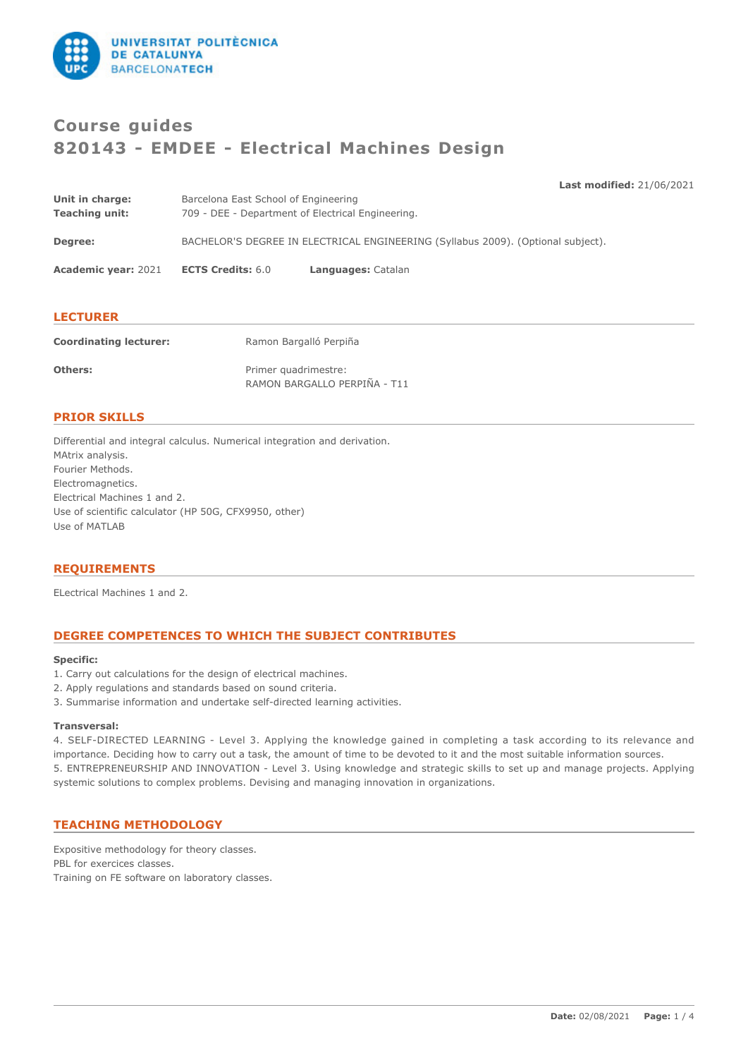# Course guides
# 820143 - EMDEE - Electrical Machines Design

**Last modified:** 21/06/2021

**Unit in charge:** Barcelona East School of Engineering
**Teaching unit:** 709 - DEE - Department of Electrical Engineering.

**Degree:** BACHELOR'S DEGREE IN ELECTRICAL ENGINEERING (Syllabus 2009). (Optional subject).

**Academic year:** 2021 **ECTS Credits:** 6.0 **Languages:** Catalan

## LECTURER

**Coordinating lecturer:** Ramon Bargalló Perpiña

**Others:** Primer quadrimestre:
RAMON BARGALLO PERPIÑA - T11

## PRIOR SKILLS

Differential and integral calculus. Numerical integration and derivation.
MAtrix analysis.
Fourier Methods.
Electromagnetics.
Electrical Machines 1 and 2.
Use of scientific calculator (HP 50G, CFX9950, other)
Use of MATLAB

## REQUIREMENTS

ELectrical Machines 1 and 2.

## DEGREE COMPETENCES TO WHICH THE SUBJECT CONTRIBUTES

**Specific:**

1. Carry out calculations for the design of electrical machines.
2. Apply regulations and standards based on sound criteria.
3. Summarise information and undertake self-directed learning activities.

**Transversal:**

4. SELF-DIRECTED LEARNING - Level 3. Applying the knowledge gained in completing a task according to its relevance and importance. Deciding how to carry out a task, the amount of time to be devoted to it and the most suitable information sources.
5. ENTREPRENEURSHIP AND INNOVATION - Level 3. Using knowledge and strategic skills to set up and manage projects. Applying systemic solutions to complex problems. Devising and managing innovation in organizations.

## TEACHING METHODOLOGY

Expositive methodology for theory classes.
PBL for exercices classes.
Training on FE software on laboratory classes.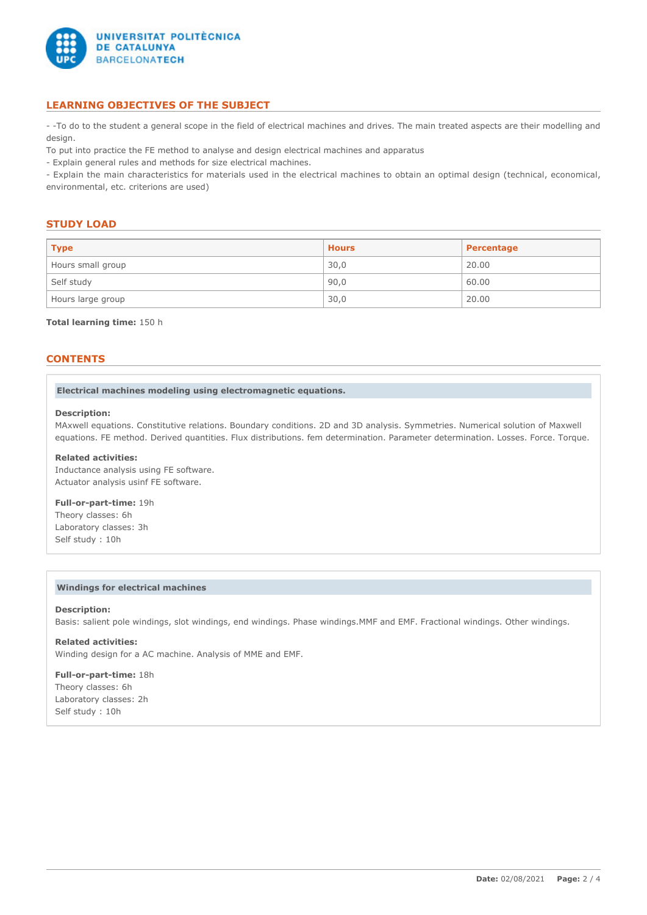## LEARNING OBJECTIVES OF THE SUBJECT

- -To do to the student a general scope in the field of electrical machines and drives. The main treated aspects are their modelling and design.

To put into practice the FE method to analyse and design electrical machines and apparatus

- Explain general rules and methods for size electrical machines.
- Explain the main characteristics for materials used in the electrical machines to obtain an optimal design (technical, economical, environmental, etc. criterions are used)

## STUDY LOAD

| Type | Hours | Percentage |
|---|---|---|
| Hours small group | 30,0 | 20.00 |
| Self study | 90,0 | 60.00 |
| Hours large group | 30,0 | 20.00 |

**Total learning time:** 150 h

## CONTENTS

### Electrical machines modeling using electromagnetic equations.

**Description:**
MAxwell equations. Constitutive relations. Boundary conditions. 2D and 3D analysis. Symmetries. Numerical solution of Maxwell equations. FE method. Derived quantities. Flux distributions. fem determination. Parameter determination. Losses. Force. Torque.

**Related activities:**
Inductance analysis using FE software.
Actuator analysis usinf FE software.

**Full-or-part-time:** 19h
Theory classes: 6h
Laboratory classes: 3h
Self study : 10h

### Windings for electrical machines

**Description:**
Basis: salient pole windings, slot windings, end windings. Phase windings.MMF and EMF. Fractional windings. Other windings.

**Related activities:**
Winding design for a AC machine. Analysis of MME and EMF.

**Full-or-part-time:** 18h
Theory classes: 6h
Laboratory classes: 2h
Self study : 10h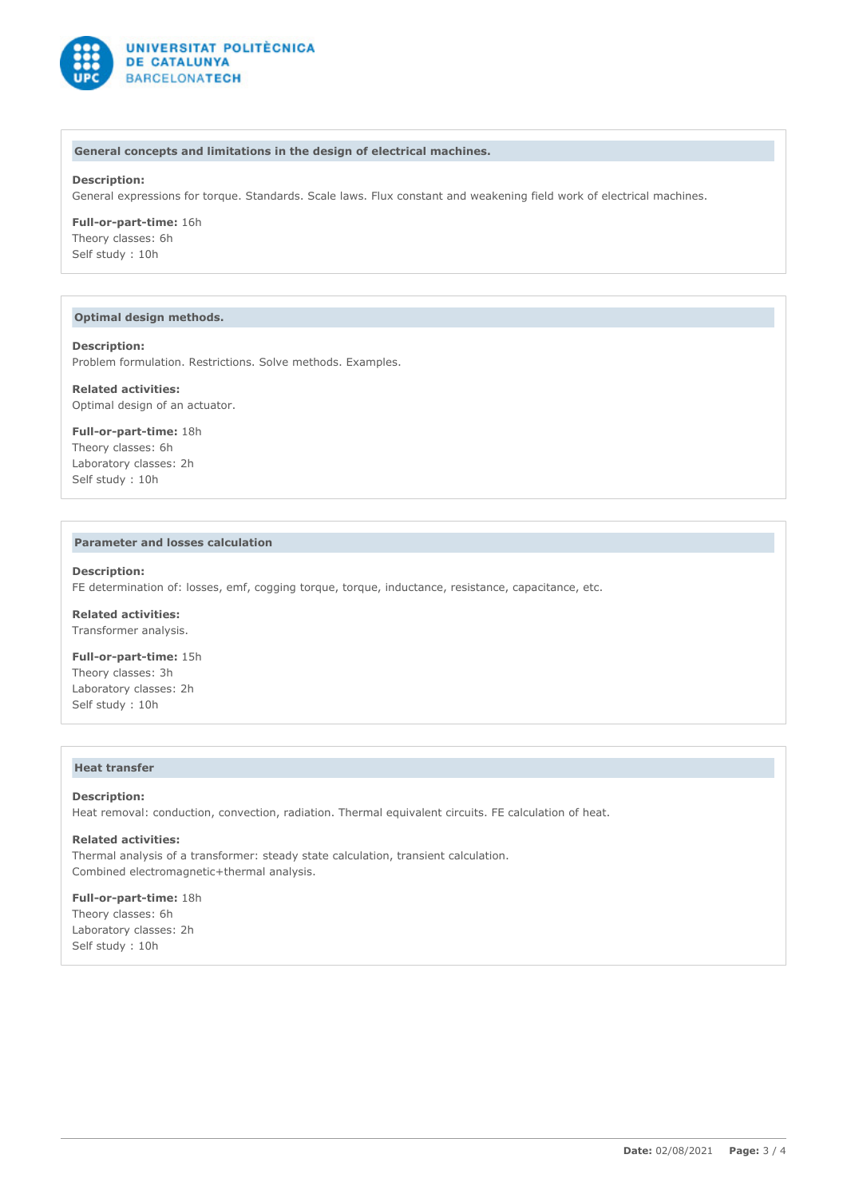### General concepts and limitations in the design of electrical machines.

**Description:**
General expressions for torque. Standards. Scale laws. Flux constant and weakening field work of electrical machines.

**Full-or-part-time:** 16h
Theory classes: 6h
Self study : 10h

### Optimal design methods.

**Description:**
Problem formulation. Restrictions. Solve methods. Examples.

**Related activities:**
Optimal design of an actuator.

**Full-or-part-time:** 18h
Theory classes: 6h
Laboratory classes: 2h
Self study : 10h

### Parameter and losses calculation

**Description:**
FE determination of: losses, emf, cogging torque, torque, inductance, resistance, capacitance, etc.

**Related activities:**
Transformer analysis.

**Full-or-part-time:** 15h
Theory classes: 3h
Laboratory classes: 2h
Self study : 10h

### Heat transfer

**Description:**
Heat removal: conduction, convection, radiation. Thermal equivalent circuits. FE calculation of heat.

**Related activities:**
Thermal analysis of a transformer: steady state calculation, transient calculation.
Combined electromagnetic+thermal analysis.

**Full-or-part-time:** 18h
Theory classes: 6h
Laboratory classes: 2h
Self study : 10h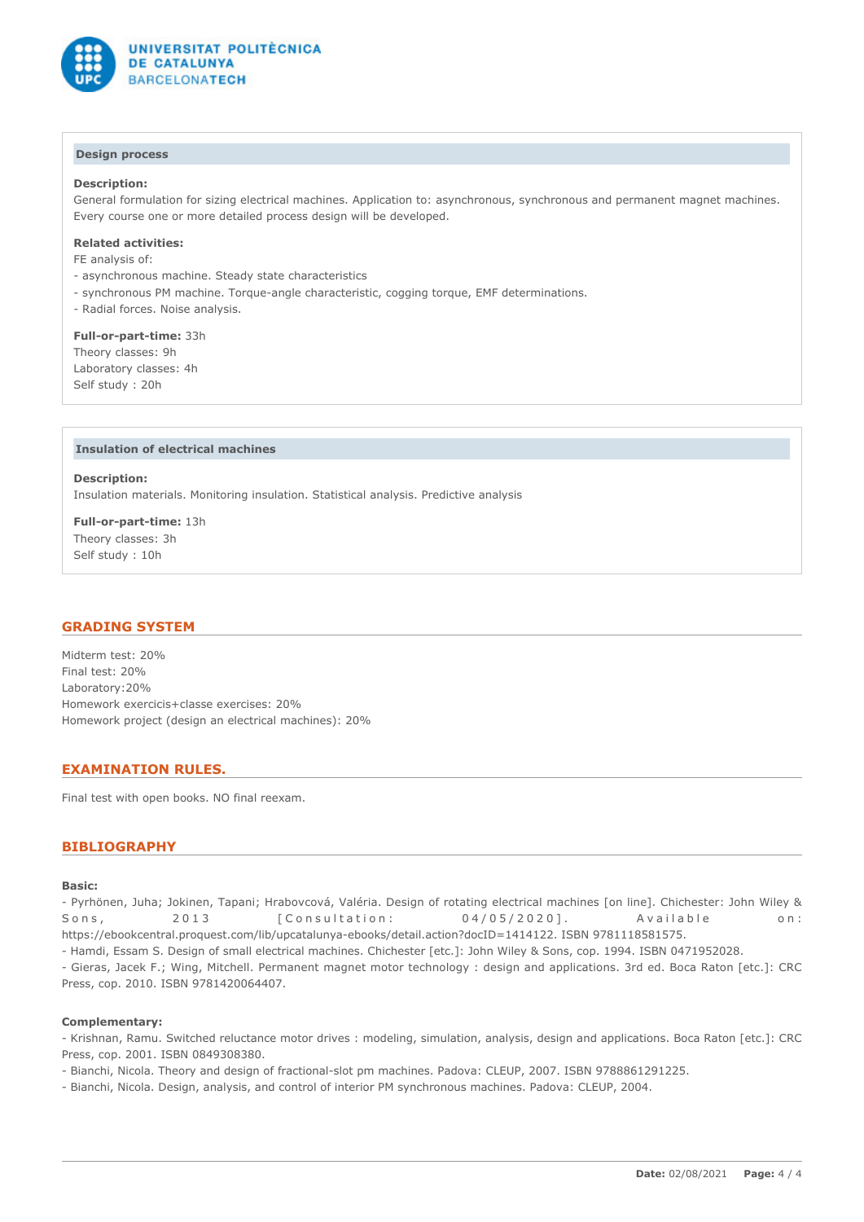### Design process

**Description:**
General formulation for sizing electrical machines. Application to: asynchronous, synchronous and permanent magnet machines. Every course one or more detailed process design will be developed.

**Related activities:**
FE analysis of:
- asynchronous machine. Steady state characteristics
- synchronous PM machine. Torque-angle characteristic, cogging torque, EMF determinations.
- Radial forces. Noise analysis.

**Full-or-part-time:** 33h
Theory classes: 9h
Laboratory classes: 4h
Self study : 20h

### Insulation of electrical machines

**Description:**
Insulation materials. Monitoring insulation. Statistical analysis. Predictive analysis

**Full-or-part-time:** 13h
Theory classes: 3h
Self study : 10h

## GRADING SYSTEM

Midterm test: 20%
Final test: 20%
Laboratory:20%
Homework exercicis+classe exercises: 20%
Homework project (design an electrical machines): 20%

## EXAMINATION RULES.

Final test with open books. NO final reexam.

## BIBLIOGRAPHY

**Basic:**
- Pyrhönen, Juha; Jokinen, Tapani; Hrabovcová, Valéria. Design of rotating electrical machines [on line]. Chichester: John Wiley & Sons, 2013 [Consultation: 04/05/2020]. Available on: https://ebookcentral.proquest.com/lib/upcatalunya-ebooks/detail.action?docID=1414122. ISBN 9781118581575.
- Hamdi, Essam S. Design of small electrical machines. Chichester [etc.]: John Wiley & Sons, cop. 1994. ISBN 0471952028.
- Gieras, Jacek F.; Wing, Mitchell. Permanent magnet motor technology : design and applications. 3rd ed. Boca Raton [etc.]: CRC Press, cop. 2010. ISBN 9781420064407.

**Complementary:**
- Krishnan, Ramu. Switched reluctance motor drives : modeling, simulation, analysis, design and applications. Boca Raton [etc.]: CRC Press, cop. 2001. ISBN 0849308380.
- Bianchi, Nicola. Theory and design of fractional-slot pm machines. Padova: CLEUP, 2007. ISBN 9788861291225.
- Bianchi, Nicola. Design, analysis, and control of interior PM synchronous machines. Padova: CLEUP, 2004.